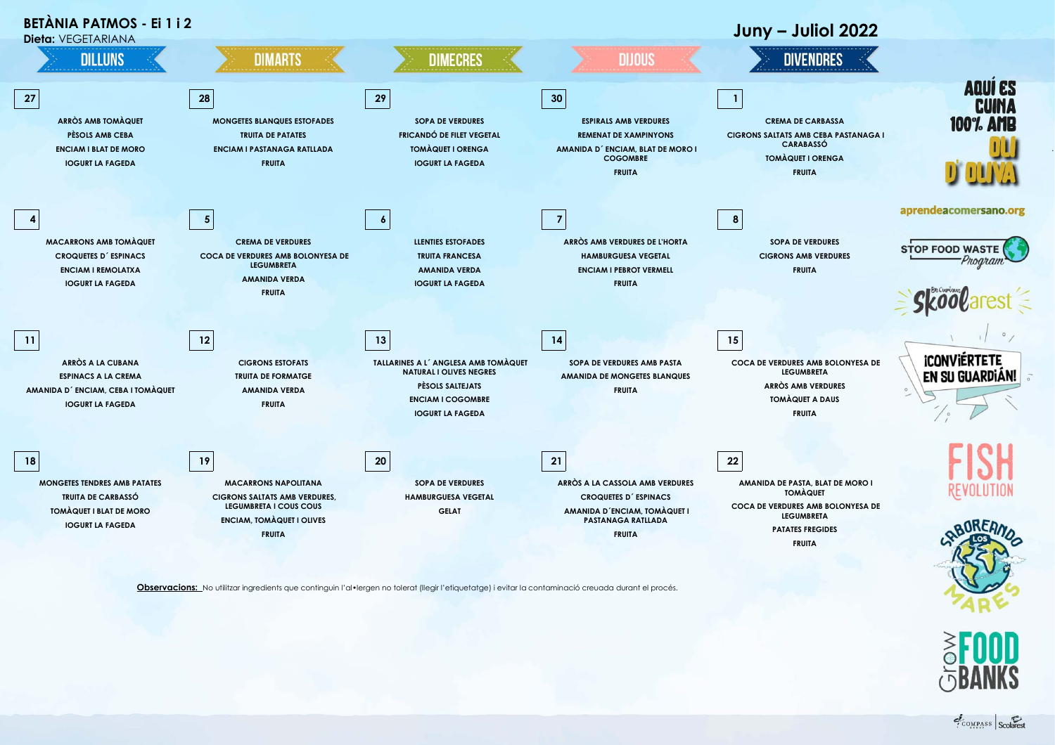# BETÀNIA PATMOS - Ei 1 i 2

**Dieta:** VEGETARIANA

## Juny – Juliol 2022

| DILLUNS | DIMARTS | DIMECRES | DIJOUS | DIVENDRES |
|---|---|---|---|---|
| **27**<br>ARRÒS AMB TOMÀQUET<br>PÈSOLS AMB CEBA<br>ENCIAM I BLAT DE MORO<br>IOGURT LA FAGEDA | **28**<br>MONGETES BLANQUES ESTOFADES<br>TRUITA DE PATATES<br>ENCIAM I PASTANAGA RATLLADA<br>FRUITA | **29**<br>SOPA DE VERDURES<br>FRICANDÓ DE FILET VEGETAL<br>TOMÀQUET I ORENGA<br>IOGURT LA FAGEDA | **30**<br>ESPIRALS AMB VERDURES<br>REMENAT DE XAMPINYONS<br>AMANIDA D´ ENCIAM, BLAT DE MORO I COGOMBRE<br>FRUITA | **1**<br>CREMA DE CARBASSA<br>CIGRONS SALTATS AMB CEBA PASTANAGA I CARABASSÓ<br>TOMÀQUET I ORENGA<br>FRUITA |
| **4**<br>MACARRONS AMB TOMÀQUET<br>CROQUETES D´ ESPINACS<br>ENCIAM I REMOLATXA<br>IOGURT LA FAGEDA | **5**<br>CREMA DE VERDURES<br>COCA DE VERDURES AMB BOLONYESA DE LEGUMBRETA<br>AMANIDA VERDA<br>FRUITA | **6**<br>LLENTIES ESTOFADES<br>TRUITA FRANCESA<br>AMANIDA VERDA<br>IOGURT LA FAGEDA | **7**<br>ARRÒS AMB VERDURES DE L'HORTA<br>HAMBURGUESA VEGETAL<br>ENCIAM I PEBROT VERMELL<br>FRUITA | **8**<br>SOPA DE VERDURES<br>CIGRONS AMB VERDURES<br>FRUITA |
| **11**<br>ARRÒS A LA CUBANA<br>ESPINACS A LA CREMA<br>AMANIDA D´ ENCIAM, CEBA I TOMÀQUET<br>IOGURT LA FAGEDA | **12**<br>CIGRONS ESTOFATS<br>TRUITA DE FORMATGE<br>AMANIDA VERDA<br>FRUITA | **13**<br>TALLARINES A L´ ANGLESA AMB TOMÀQUET NATURAL I OLIVES NEGRES<br>PÈSOLS SALTEJATS<br>ENCIAM I COGOMBRE<br>IOGURT LA FAGEDA | **14**<br>SOPA DE VERDURES AMB PASTA<br>AMANIDA DE MONGETES BLANQUES<br>FRUITA | **15**<br>COCA DE VERDURES AMB BOLONYESA DE LEGUMBRETA<br>ARRÒS AMB VERDURES<br>TOMÀQUET A DAUS<br>FRUITA |
| **18**<br>MONGETES TENDRES AMB PATATES<br>TRUITA DE CARBASSÓ<br>TOMÀQUET I BLAT DE MORO<br>IOGURT LA FAGEDA | **19**<br>MACARRONS NAPOLITANA<br>CIGRONS SALTATS AMB VERDURES, LEGUMBRETA I COUS COUS<br>ENCIAM, TOMÀQUET I OLIVES<br>FRUITA | **20**<br>SOPA DE VERDURES<br>HAMBURGUESA VEGETAL<br>GELAT | **21**<br>ARRÒS A LA CASSOLA AMB VERDURES<br>CROQUETES D´ ESPINACS<br>AMANIDA D´ENCIAM, TOMÀQUET I PASTANAGA RATLLADA<br>FRUITA | **22**<br>AMANIDA DE PASTA, BLAT DE MORO I TOMÀQUET<br>COCA DE VERDURES AMB BOLONYESA DE LEGUMBRETA<br>PATATES FREGIDES<br>FRUITA |

**Observacions:** No utilitzar ingredients que continguin l'al•lergen no tolerat (llegir l'etiquetatge) i evitar la contaminació creuada durant el procés.

AQUÍ ES CUINA 100% AMB OLI D' OLIVA

aprendeacomersano.org

STOP FOOD WASTE Program

Skoolarest

¡CONVIÉRTETE EN SU GUARDIÁN!

FISH REVOLUTION

SABOREANDO LOS MARES

GROW FOOD BANKS

COMPASS | Scolarest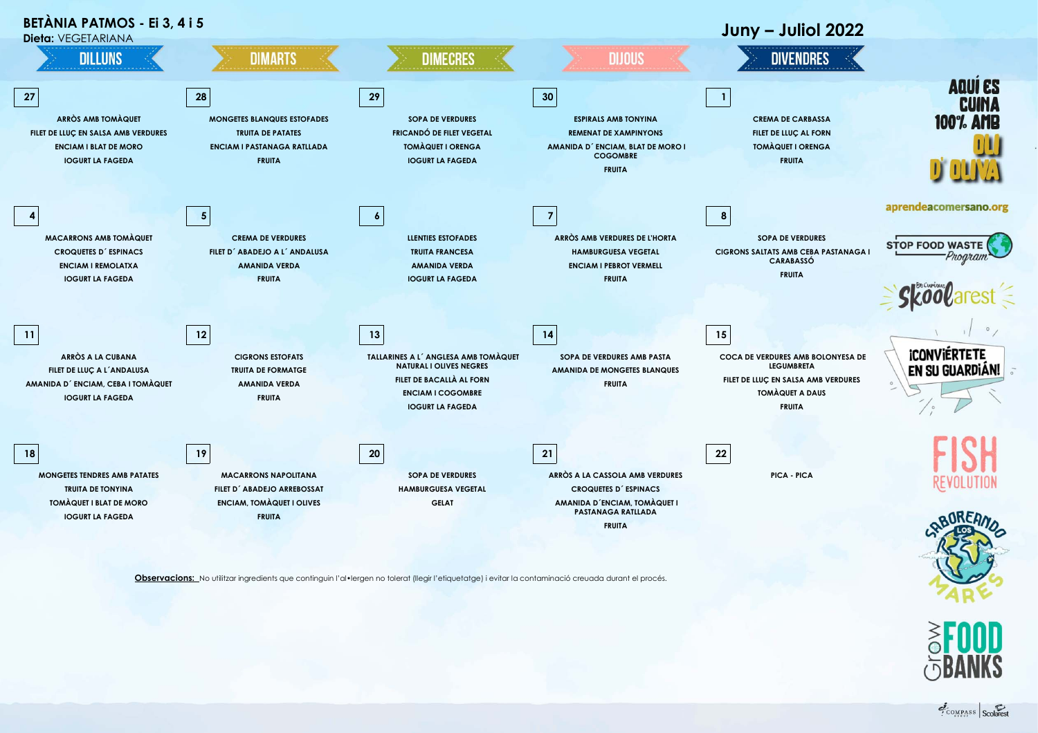# BETÀNIA PATMOS - Ei 3, 4 i 5

**Dieta:** VEGETARIANA

## Juny – Juliol 2022

| DILLUNS | DIMARTS | DIMECRES | DIJOUS | DIVENDRES |
|---|---|---|---|---|
| **27**<br>ARRÒS AMB TOMÀQUET<br>FILET DE LLUÇ EN SALSA AMB VERDURES<br>ENCIAM I BLAT DE MORO<br>IOGURT LA FAGEDA | **28**<br>MONGETES BLANQUES ESTOFADES<br>TRUITA DE PATATES<br>ENCIAM I PASTANAGA RATLLADA<br>FRUITA | **29**<br>SOPA DE VERDURES<br>FRICANDÓ DE FILET VEGETAL<br>TOMÀQUET I ORENGA<br>IOGURT LA FAGEDA | **30**<br>ESPIRALS AMB TONYINA<br>REMENAT DE XAMPINYONS<br>AMANIDA D´ ENCIAM, BLAT DE MORO I COGOMBRE<br>FRUITA | **1**<br>CREMA DE CARBASSA<br>FILET DE LLUÇ AL FORN<br>TOMÀQUET I ORENGA<br>FRUITA |
| **4**<br>MACARRONS AMB TOMÀQUET<br>CROQUETES D´ ESPINACS<br>ENCIAM I REMOLATXA<br>IOGURT LA FAGEDA | **5**<br>CREMA DE VERDURES<br>FILET D´ ABADEJO A L´ ANDALUSA<br>AMANIDA VERDA<br>FRUITA | **6**<br>LLENTIES ESTOFADES<br>TRUITA FRANCESA<br>AMANIDA VERDA<br>IOGURT LA FAGEDA | **7**<br>ARRÒS AMB VERDURES DE L'HORTA<br>HAMBURGUESA VEGETAL<br>ENCIAM I PEBROT VERMELL<br>FRUITA | **8**<br>SOPA DE VERDURES<br>CIGRONS SALTATS AMB CEBA PASTANAGA I CARABASSÓ<br>FRUITA |
| **11**<br>ARRÒS A LA CUBANA<br>FILET DE LLUÇ A L´ANDALUSA<br>AMANIDA D´ ENCIAM, CEBA I TOMÀQUET<br>IOGURT LA FAGEDA | **12**<br>CIGRONS ESTOFATS<br>TRUITA DE FORMATGE<br>AMANIDA VERDA<br>FRUITA | **13**<br>TALLARINES A L´ ANGLESA AMB TOMÀQUET NATURAL I OLIVES NEGRES<br>FILET DE BACALLÀ AL FORN<br>ENCIAM I COGOMBRE<br>IOGURT LA FAGEDA | **14**<br>SOPA DE VERDURES AMB PASTA<br>AMANIDA DE MONGETES BLANQUES<br>FRUITA | **15**<br>COCA DE VERDURES AMB BOLONYESA DE LEGUMBRETA<br>FILET DE LLUÇ EN SALSA AMB VERDURES<br>TOMÀQUET A DAUS<br>FRUITA |
| **18**<br>MONGETES TENDRES AMB PATATES<br>TRUITA DE TONYINA<br>TOMÀQUET I BLAT DE MORO<br>IOGURT LA FAGEDA | **19**<br>MACARRONS NAPOLITANA<br>FILET D´ ABADEJO ARREBOSSAT<br>ENCIAM, TOMÀQUET I OLIVES<br>FRUITA | **20**<br>SOPA DE VERDURES<br>HAMBURGUESA VEGETAL<br>GELAT | **21**<br>ARRÒS A LA CASSOLA AMB VERDURES<br>CROQUETES D´ ESPINACS<br>AMANIDA D´ENCIAM, TOMÀQUET I PASTANAGA RATLLADA<br>FRUITA | **22**<br>PICA - PICA |

**Observacions:** No utilitzar ingredients que continguin l'al•lergen no tolerat (llegir l'etiquetatge) i evitar la contaminació creuada durant el procés.

AQUÍ ES CUINA 100% AMB OLI D' OLIVA

aprendeacomersano.org

STOP FOOD WASTE Program

Skoolarest

¡CONVIÉRTETE EN SU GUARDIÁN!

FISH REVOLUTION

SABOREANDO LOS MARES

GROW FOOD BANKS

COMPASS GROUP | Scolarest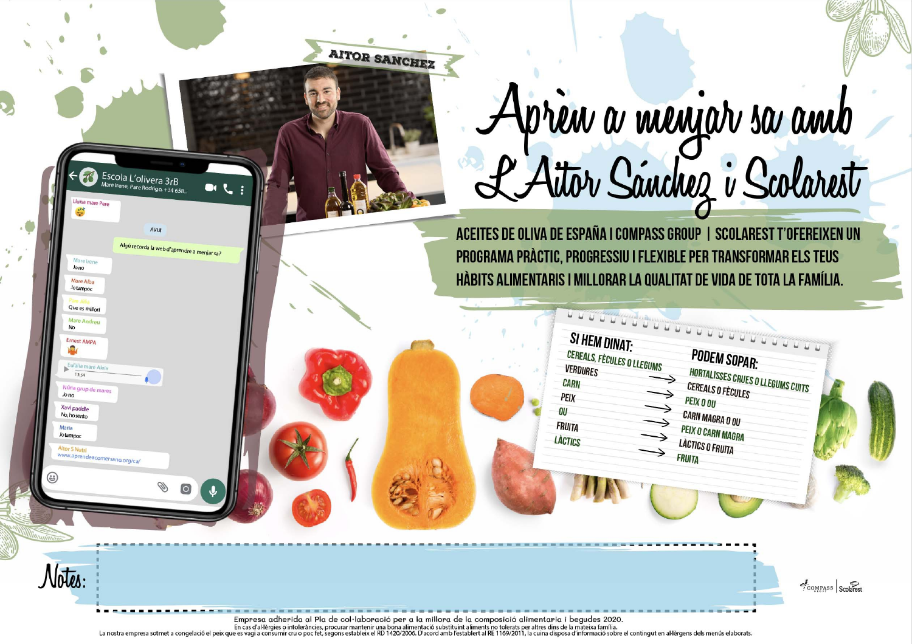AITOR SANCHEZ

# Aprèn a menjar sa amb L'Aitor Sánchez i Scolarest

**ACEITES DE OLIVA DE ESPAÑA I COMPASS GROUP | SCOLAREST T'OFEREIXEN UN PROGRAMA PRÀCTIC, PROGRESSIU I FLEXIBLE PER TRANSFORMAR ELS TEUS HÀBITS ALIMENTARIS I MILLORAR LA QUALITAT DE VIDA DE TOTA LA FAMÍLIA.**

Escola L'olivera 3rB
Mare Irene, Pare Rodrigo, +34 658...

Lluïsa mare Pere

AVUI

Algú recorda la web d'aprendre a menjar sa?

Mare Irene: Jo no

Mare Alba: Jo tampoc

Pare Júlia: Que es millori

Mare Andreu: No

Ernest AMPA

Eulàlia mare Aleix: 13:54

Núria grup de mares: Jo no

Xavi paddle: No, ho sento

Maria: Jo tampoc

Aitor S Nutri: www.aprendeacomersano.org/ca/

| SI HEM DINAT: | PODEM SOPAR: |
|---|---|
| CEREALS, FÈCULES O LLEGUMS | HORTALISSES CRUES O LLEGUMS CUITS |
| VERDURES | CEREALS O FÈCULES |
| CARN | PEIX O OU |
| PEIX | CARN MAGRA O OU |
| OU | PEIX O CARN MAGRA |
| FRUITA | LÀCTICS O FRUITA |
| LÀCTICS | FRUITA |

Notes:

Compass | Scolarest

Empresa adherida al Pla de col·laboració per a la millora de la composició alimentària i begudes 2020.
En cas d'al·lèrgies o intoleràncies, procurar mantenir una bona alimentació substituint aliments no tolerats per altres dins de la mateixa família.
La nostra empresa sotmet a congelació el peix que es vagi a consumir cru o poc fet, segons estableix el RD 1420/2006. D'acord amb l'establert al RE 1169/2011, la cuina disposa d'informació sobre el contingut en al·lèrgens dels menús elaborats.